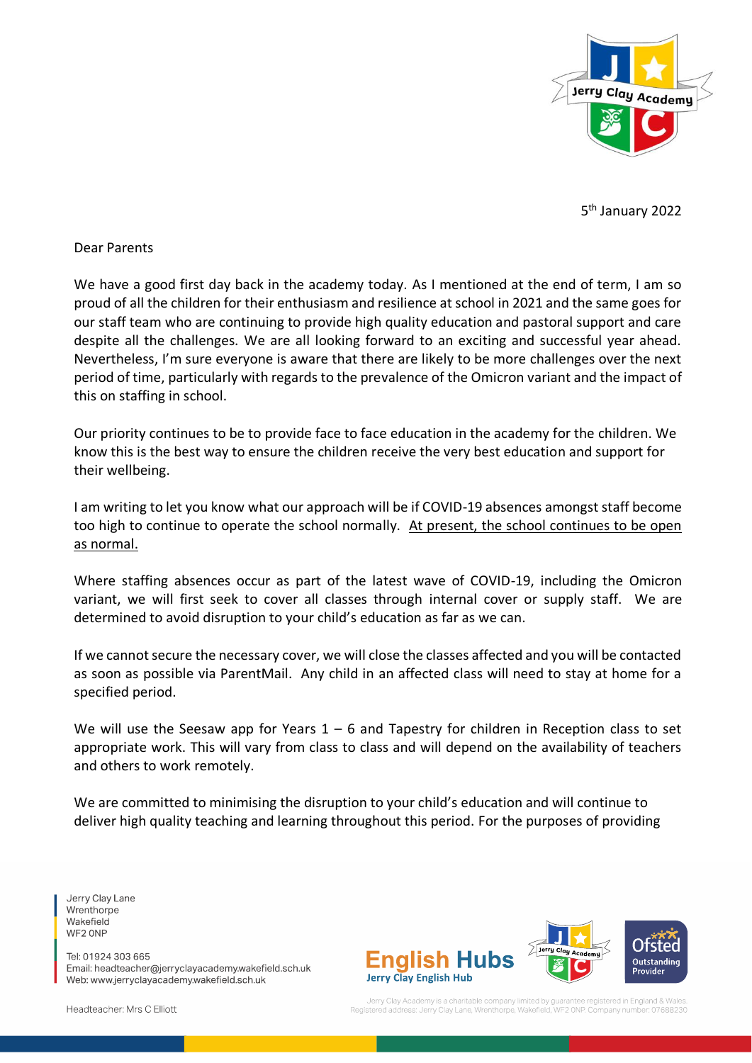5th January 2022

Dear Parents

We have a good first day back in the academy today. As I mentioned at the end of term, I am so proud of all the children for their enthusiasm and resilience at school in 2021 and the same goes for our staff team who are continuing to provide high quality education and pastoral support and care despite all the challenges. We are all looking forward to an exciting and successful year ahead. Nevertheless, I'm sure everyone is aware that there are likely to be more challenges over the next period of time, particularly with regards to the prevalence of the Omicron variant and the impact of this on staffing in school.

Our priority continues to be to provide face to face education in the academy for the children. We know this is the best way to ensure the children receive the very best education and support for their wellbeing.

I am writing to let you know what our approach will be if COVID-19 absences amongst staff become too high to continue to operate the school normally. <u>At present, the school continues to be open as normal.</u>

Where staffing absences occur as part of the latest wave of COVID-19, including the Omicron variant, we will first seek to cover all classes through internal cover or supply staff. We are determined to avoid disruption to your child's education as far as we can.

If we cannot secure the necessary cover, we will close the classes affected and you will be contacted as soon as possible via ParentMail. Any child in an affected class will need to stay at home for a specified period.

We will use the Seesaw app for Years 1 – 6 and Tapestry for children in Reception class to set appropriate work. This will vary from class to class and will depend on the availability of teachers and others to work remotely.

We are committed to minimising the disruption to your child's education and will continue to deliver high quality teaching and learning throughout this period. For the purposes of providing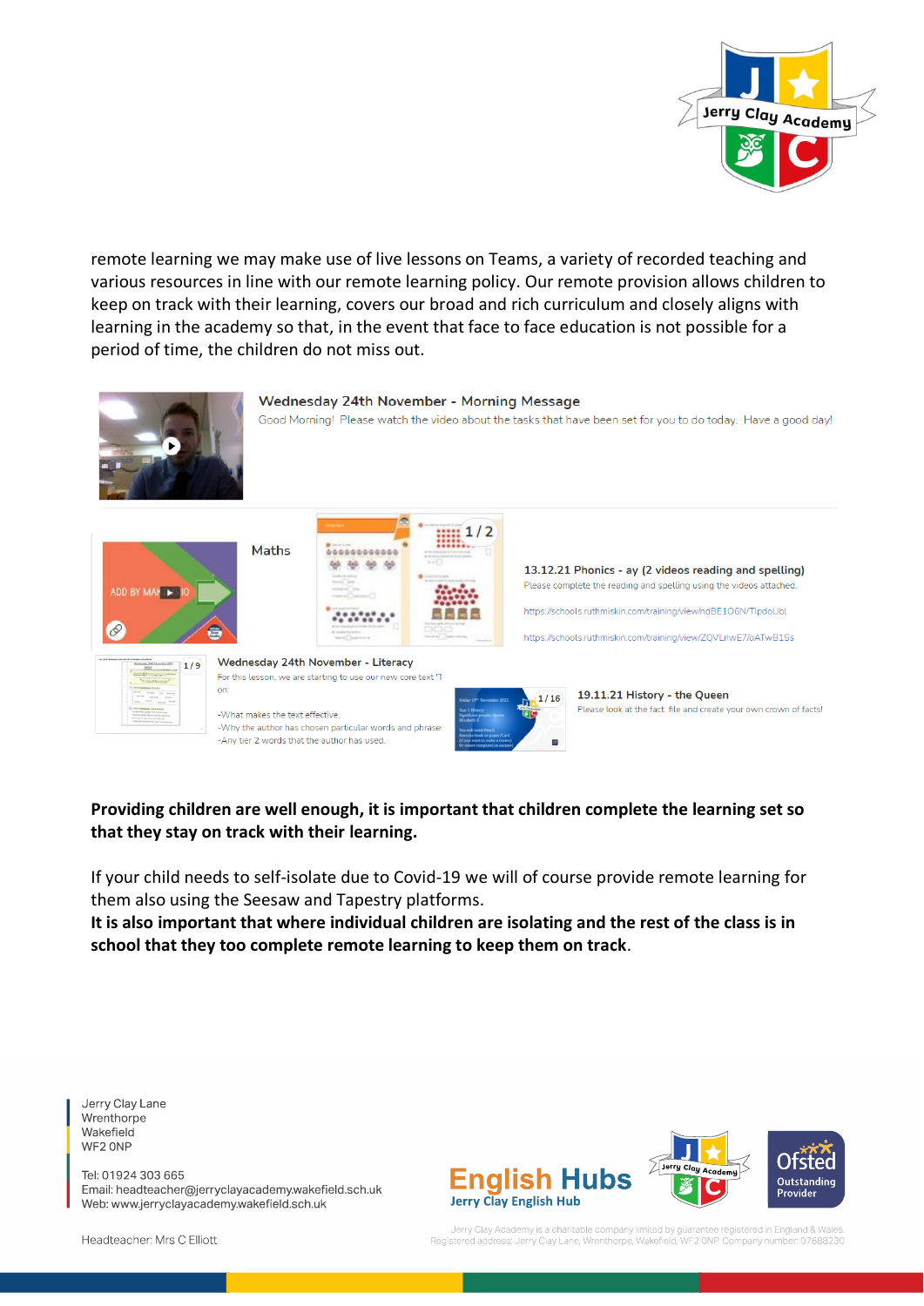remote learning we may make use of live lessons on Teams, a variety of recorded teaching and various resources in line with our remote learning policy. Our remote provision allows children to keep on track with their learning, covers our broad and rich curriculum and closely aligns with learning in the academy so that, in the event that face to face education is not possible for a period of time, the children do not miss out.

Wednesday 24th November - Morning Message

Good Morning! Please watch the video about the tasks that have been set for you to do today. Have a good day!

Maths

13.12.21 Phonics - ay (2 videos reading and spelling)

Please complete the reading and spelling using the videos attached.

https://schools.ruthmiskin.com/training/view/ndBE1O6N/TlpdoUbl

https://schools.ruthmiskin.com/training/view/ZQVLnwE7/oATwB1Ss

Wednesday 24th November - Literacy

For this lesson, we are starting to use our new core text 'T on:

-What makes the text effective.

-Why the author has chosen particular words and phrase

-Any tier 2 words that the author has used.

19.11.21 History - the Queen

Please look at the fact file and create your own crown of facts!

**Providing children are well enough, it is important that children complete the learning set so that they stay on track with their learning.**

If your child needs to self-isolate due to Covid-19 we will of course provide remote learning for them also using the Seesaw and Tapestry platforms.

**It is also important that where individual children are isolating and the rest of the class is in school that they too complete remote learning to keep them on track.**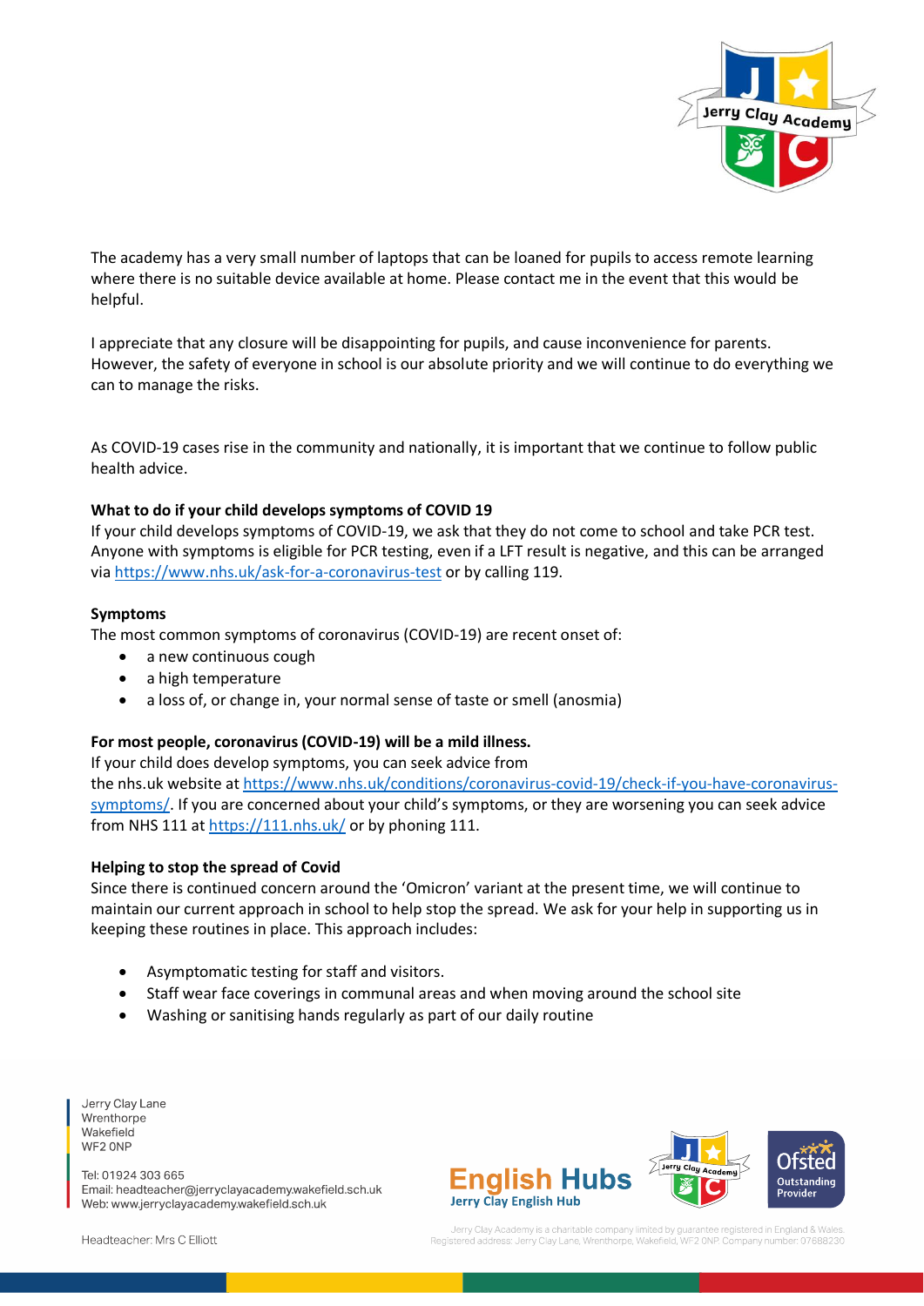The academy has a very small number of laptops that can be loaned for pupils to access remote learning where there is no suitable device available at home. Please contact me in the event that this would be helpful.

I appreciate that any closure will be disappointing for pupils, and cause inconvenience for parents. However, the safety of everyone in school is our absolute priority and we will continue to do everything we can to manage the risks.

As COVID-19 cases rise in the community and nationally, it is important that we continue to follow public health advice.

**What to do if your child develops symptoms of COVID 19**

If your child develops symptoms of COVID-19, we ask that they do not come to school and take PCR test. Anyone with symptoms is eligible for PCR testing, even if a LFT result is negative, and this can be arranged via https://www.nhs.uk/ask-for-a-coronavirus-test or by calling 119.

**Symptoms**

The most common symptoms of coronavirus (COVID-19) are recent onset of:

- a new continuous cough
- a high temperature
- a loss of, or change in, your normal sense of taste or smell (anosmia)

**For most people, coronavirus (COVID-19) will be a mild illness.**

If your child does develop symptoms, you can seek advice from the nhs.uk website at https://www.nhs.uk/conditions/coronavirus-covid-19/check-if-you-have-coronavirus-symptoms/. If you are concerned about your child's symptoms, or they are worsening you can seek advice from NHS 111 at https://111.nhs.uk/ or by phoning 111.

**Helping to stop the spread of Covid**

Since there is continued concern around the 'Omicron' variant at the present time, we will continue to maintain our current approach in school to help stop the spread. We ask for your help in supporting us in keeping these routines in place. This approach includes:

- Asymptomatic testing for staff and visitors.
- Staff wear face coverings in communal areas and when moving around the school site
- Washing or sanitising hands regularly as part of our daily routine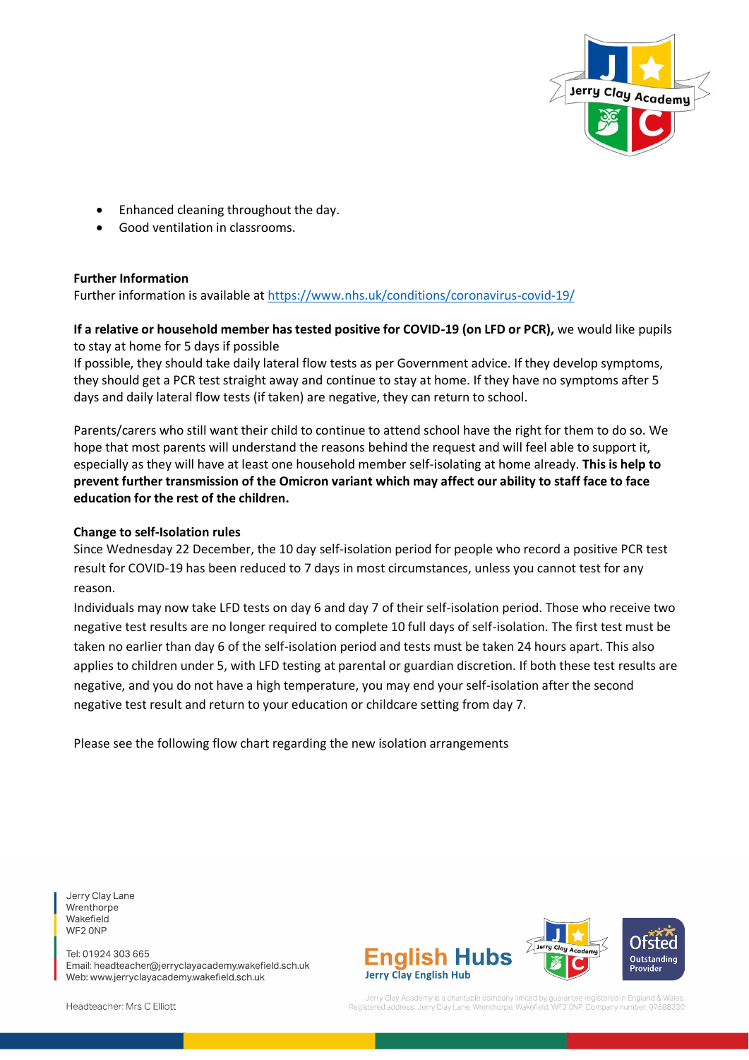- Enhanced cleaning throughout the day.
- Good ventilation in classrooms.

**Further Information**
Further information is available at [https://www.nhs.uk/conditions/coronavirus-covid-19/](https://www.nhs.uk/conditions/coronavirus-covid-19/)

**If a relative or household member has tested positive for COVID-19 (on LFD or PCR),** we would like pupils to stay at home for 5 days if possible
If possible, they should take daily lateral flow tests as per Government advice. If they develop symptoms, they should get a PCR test straight away and continue to stay at home. If they have no symptoms after 5 days and daily lateral flow tests (if taken) are negative, they can return to school.

Parents/carers who still want their child to continue to attend school have the right for them to do so. We hope that most parents will understand the reasons behind the request and will feel able to support it, especially as they will have at least one household member self-isolating at home already. **This is help to prevent further transmission of the Omicron variant which may affect our ability to staff face to face education for the rest of the children.**

**Change to self-Isolation rules**
Since Wednesday 22 December, the 10 day self-isolation period for people who record a positive PCR test result for COVID-19 has been reduced to 7 days in most circumstances, unless you cannot test for any reason.
Individuals may now take LFD tests on day 6 and day 7 of their self-isolation period. Those who receive two negative test results are no longer required to complete 10 full days of self-isolation. The first test must be taken no earlier than day 6 of the self-isolation period and tests must be taken 24 hours apart. This also applies to children under 5, with LFD testing at parental or guardian discretion. If both these test results are negative, and you do not have a high temperature, you may end your self-isolation after the second negative test result and return to your education or childcare setting from day 7.

Please see the following flow chart regarding the new isolation arrangements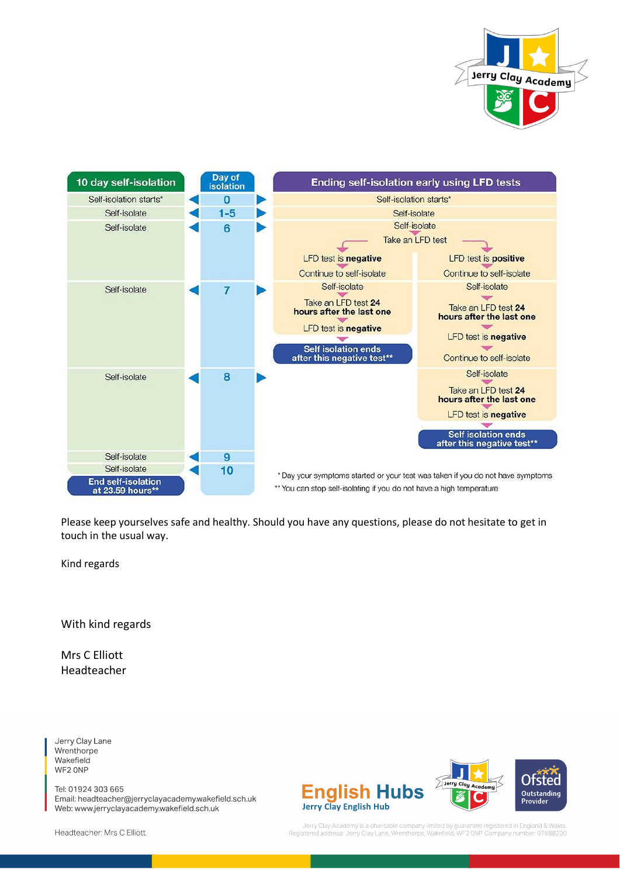| 10 day self-isolation | Day of isolation | Ending self-isolation early using LFD tests | |
|---|---|---|---|
| Self-isolation starts* | 0 | Self-isolation starts* | |
| Self-isolate | 1-5 | Self-isolate | |
| Self-isolate | 6 | Self-isolate<br>Take an LFD test | |
| | | LFD test is **negative**<br>Continue to self-isolate | LFD test is **positive**<br>Continue to self-isolate |
| Self-isolate | 7 | Self-isolate<br>Take an LFD test **24 hours after the last one**<br>LFD test is **negative**<br>**Self isolation ends after this negative test**** | Self-isolate<br>Take an LFD test **24 hours after the last one**<br>LFD test is **negative**<br>Continue to self-isolate |
| Self-isolate | 8 | | Self-isolate<br>Take an LFD test **24 hours after the last one**<br>LFD test is **negative**<br>**Self isolation ends after this negative test**** |
| Self-isolate | 9 | | |
| Self-isolate | 10 | | |
| **End self-isolation at 23.59 hours**** | | | |

* Day your symptoms started or your test was taken if you do not have symptoms

** You can stop self-isolating if you do not have a high temperature

Please keep yourselves safe and healthy. Should you have any questions, please do not hesitate to get in touch in the usual way.

Kind regards

With kind regards

Mrs C Elliott
Headteacher

Jerry Clay Lane
Wrenthorpe
Wakefield
WF2 0NP

Tel: 01924 303 665
Email: headteacher@jerryclayacademy.wakefield.sch.uk
Web: www.jerryclayacademy.wakefield.sch.uk

Headteacher: Mrs C Elliott

English Hubs
Jerry Clay English Hub

Ofsted Outstanding Provider

Jerry Clay Academy is a charitable company limited by guarantee registered in England & Wales. Registered address: Jerry Clay Lane, Wrenthorpe, Wakefield, WF2 0NP. Company number: 07688230